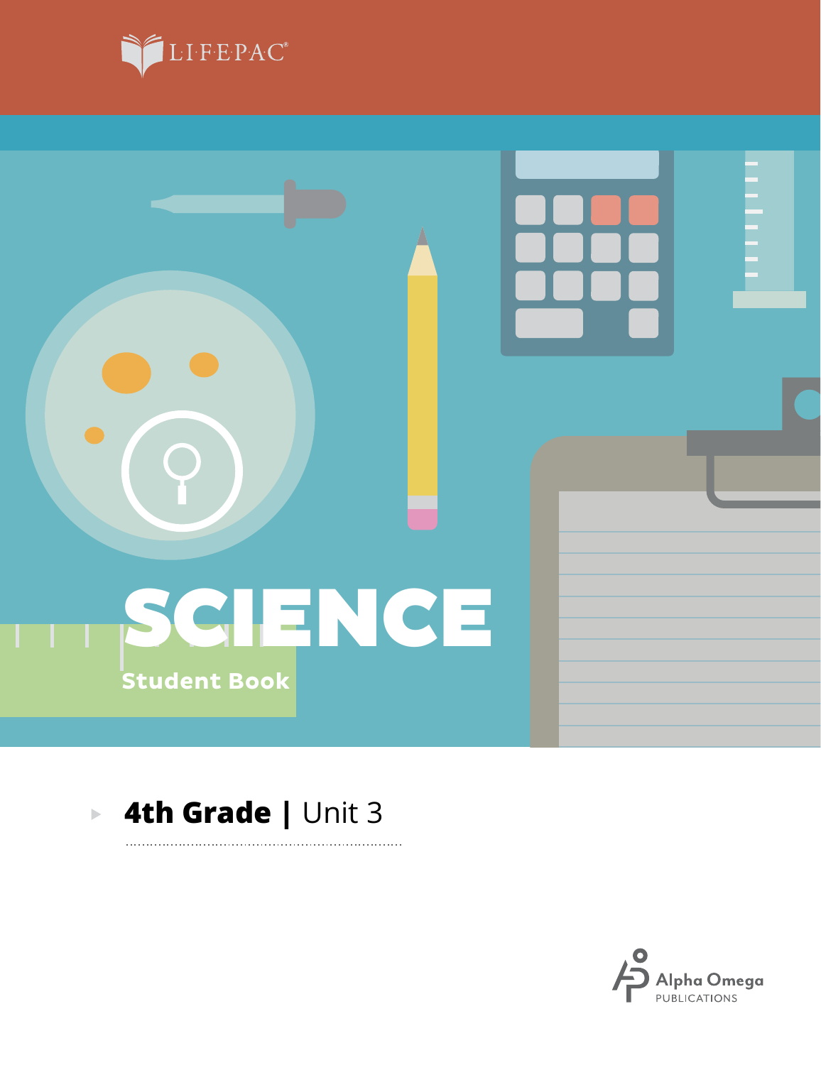LIFEPAC®

# SCIENCE

Student Book

## 4th Grade | Unit 3

Alpha Omega PUBLICATIONS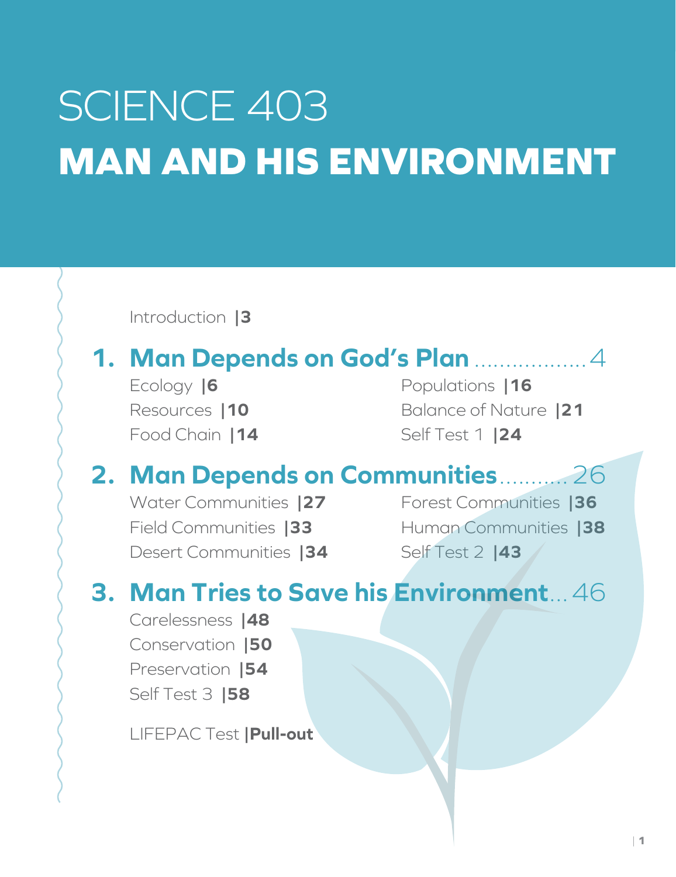# SCIENCE 403

# MAN AND HIS ENVIRONMENT

Introduction |3

## 1. Man Depends on God's Plan .................. 4

Ecology |6
Resources |10
Food Chain |14
Populations |16
Balance of Nature |21
Self Test 1 |24

## 2. Man Depends on Communities .......... 26

Water Communities |27
Field Communities |33
Desert Communities |34
Forest Communities |36
Human Communities |38
Self Test 2 |43

## 3. Man Tries to Save his Environment... 46

Carelessness |48
Conservation |50
Preservation |54
Self Test 3 |58

LIFEPAC Test |**Pull-out**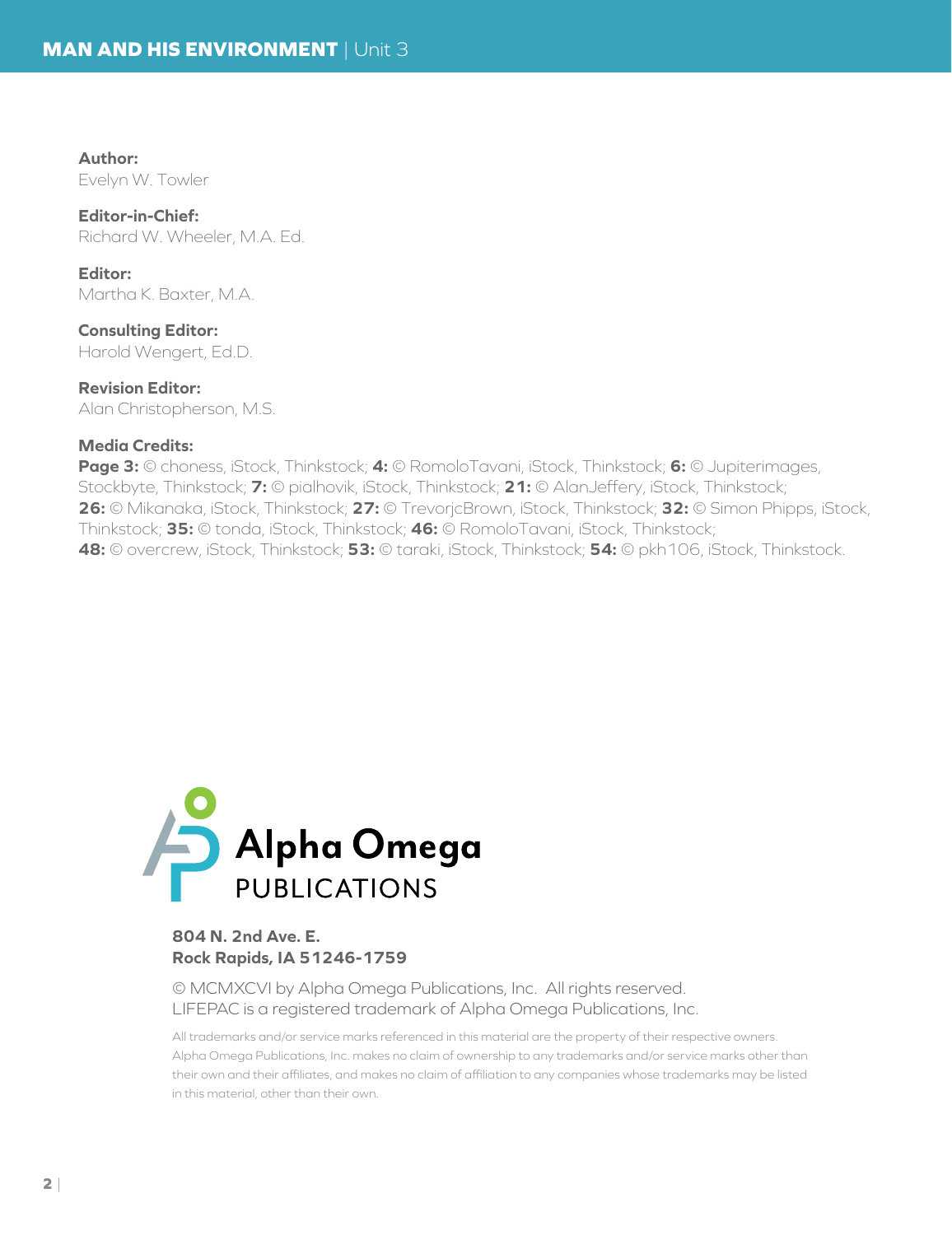**Author:**
Evelyn W. Towler

**Editor-in-Chief:**
Richard W. Wheeler, M.A. Ed.

**Editor:**
Martha K. Baxter, M.A.

**Consulting Editor:**
Harold Wengert, Ed.D.

**Revision Editor:**
Alan Christopherson, M.S.

**Media Credits:**
**Page 3:** © choness, iStock, Thinkstock; **4:** © RomoloTavani, iStock, Thinkstock; **6:** © Jupiterimages, Stockbyte, Thinkstock; **7:** © pialhovik, iStock, Thinkstock; **21:** © AlanJeffery, iStock, Thinkstock; **26:** © Mikanaka, iStock, Thinkstock; **27:** © TrevorjcBrown, iStock, Thinkstock; **32:** © Simon Phipps, iStock, Thinkstock; **35:** © tonda, iStock, Thinkstock; **46:** © RomoloTavani, iStock, Thinkstock; **48:** © overcrew, iStock, Thinkstock; **53:** © taraki, iStock, Thinkstock; **54:** © pkh106, iStock, Thinkstock.

Alpha Omega PUBLICATIONS

**804 N. 2nd Ave. E.**
**Rock Rapids, IA 51246-1759**

© MCMXCVI by Alpha Omega Publications, Inc. All rights reserved.
LIFEPAC is a registered trademark of Alpha Omega Publications, Inc.

All trademarks and/or service marks referenced in this material are the property of their respective owners. Alpha Omega Publications, Inc. makes no claim of ownership to any trademarks and/or service marks other than their own and their affiliates, and makes no claim of affiliation to any companies whose trademarks may be listed in this material, other than their own.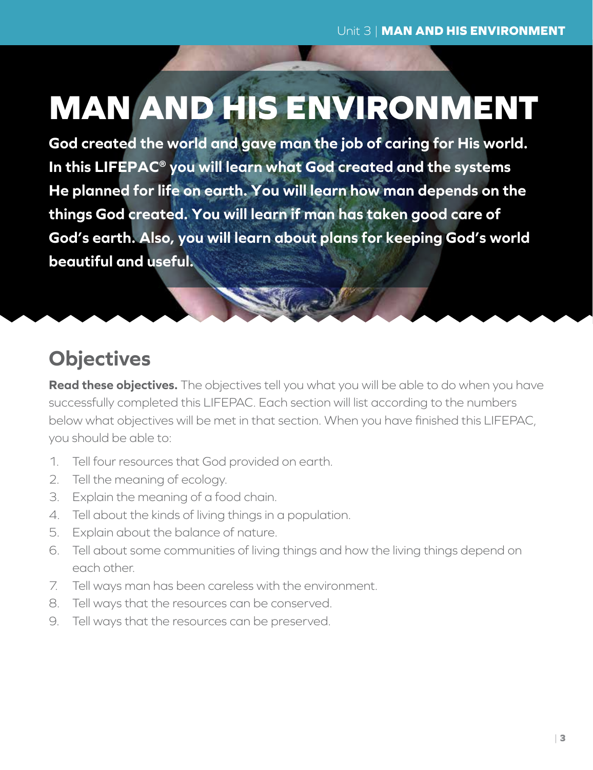# MAN AND HIS ENVIRONMENT

**God created the world and gave man the job of caring for His world. In this LIFEPAC® you will learn what God created and the systems He planned for life on earth. You will learn how man depends on the things God created. You will learn if man has taken good care of God's earth. Also, you will learn about plans for keeping God's world beautiful and useful.**

## Objectives

**Read these objectives.** The objectives tell you what you will be able to do when you have successfully completed this LIFEPAC. Each section will list according to the numbers below what objectives will be met in that section. When you have finished this LIFEPAC, you should be able to:

1. Tell four resources that God provided on earth.
2. Tell the meaning of ecology.
3. Explain the meaning of a food chain.
4. Tell about the kinds of living things in a population.
5. Explain about the balance of nature.
6. Tell about some communities of living things and how the living things depend on each other.
7. Tell ways man has been careless with the environment.
8. Tell ways that the resources can be conserved.
9. Tell ways that the resources can be preserved.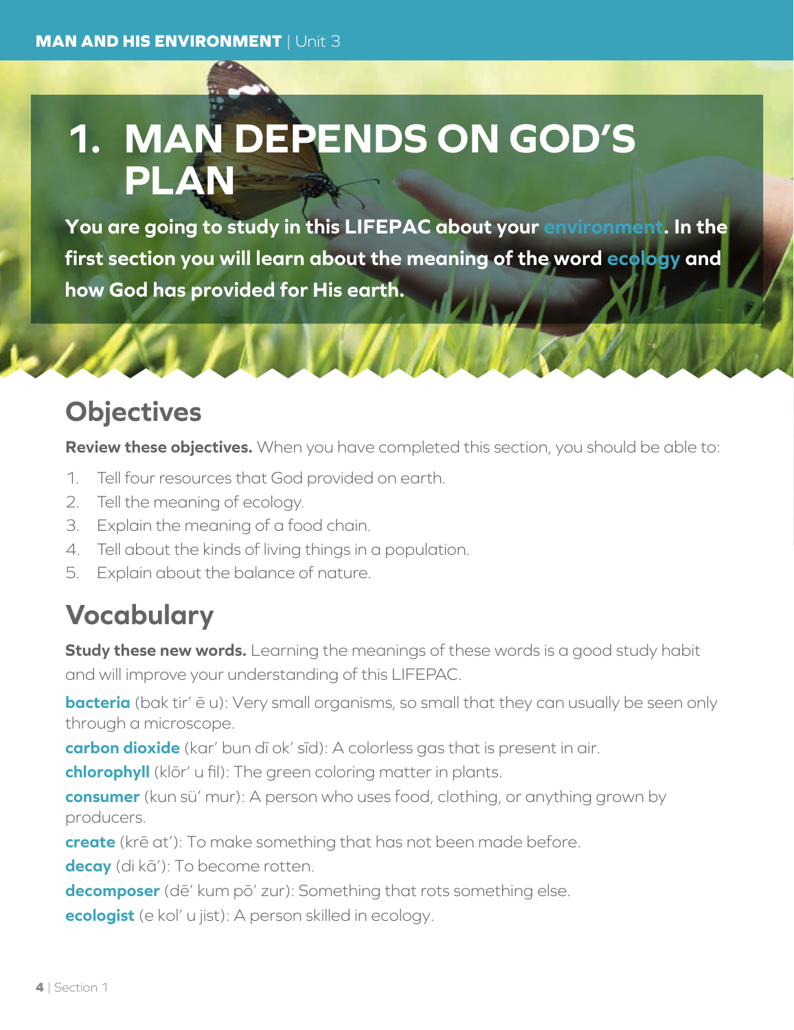# 1. MAN DEPENDS ON GOD'S PLAN

**You are going to study in this LIFEPAC about your environment. In the first section you will learn about the meaning of the word ecology and how God has provided for His earth.**

## Objectives

**Review these objectives.** When you have completed this section, you should be able to:

1. Tell four resources that God provided on earth.
2. Tell the meaning of ecology.
3. Explain the meaning of a food chain.
4. Tell about the kinds of living things in a population.
5. Explain about the balance of nature.

## Vocabulary

**Study these new words.** Learning the meanings of these words is a good study habit and will improve your understanding of this LIFEPAC.

**bacteria** (bak tir' ē u): Very small organisms, so small that they can usually be seen only through a microscope.

**carbon dioxide** (kar' bun dī ok' sīd): A colorless gas that is present in air.

**chlorophyll** (klōr' u fil): The green coloring matter in plants.

**consumer** (kun sü' mur): A person who uses food, clothing, or anything grown by producers.

**create** (krē at'): To make something that has not been made before.

**decay** (di kā'): To become rotten.

**decomposer** (dē' kum pō' zur): Something that rots something else.

**ecologist** (e kol' u jist): A person skilled in ecology.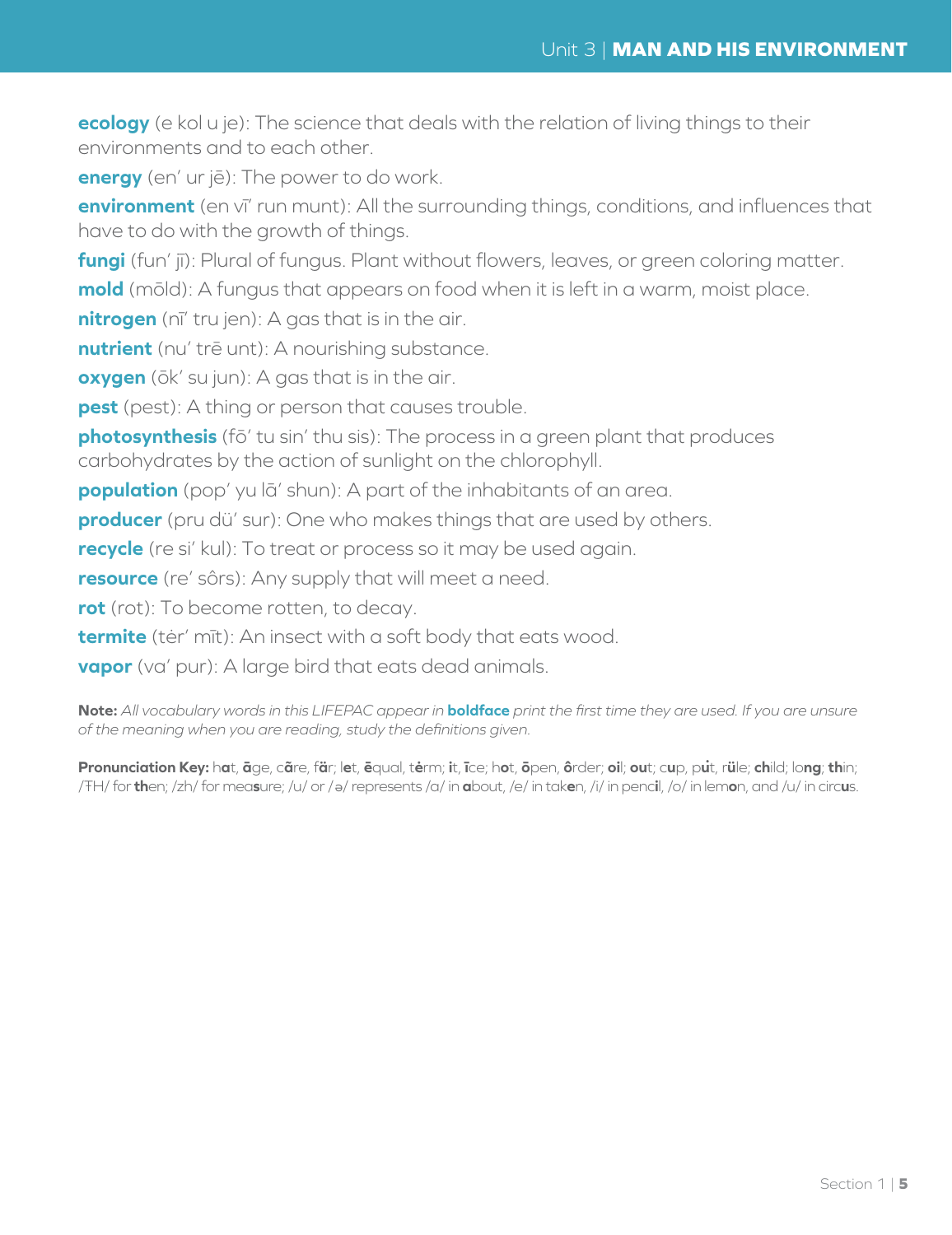**ecology** (e kol u je): The science that deals with the relation of living things to their environments and to each other.

**energy** (en' ur jē): The power to do work.

**environment** (en vī' run munt): All the surrounding things, conditions, and influences that have to do with the growth of things.

**fungi** (fun' jī): Plural of fungus. Plant without flowers, leaves, or green coloring matter.

**mold** (mōld): A fungus that appears on food when it is left in a warm, moist place.

**nitrogen** (nī' tru jen): A gas that is in the air.

**nutrient** (nu' trē unt): A nourishing substance.

**oxygen** (ōk' su jun): A gas that is in the air.

**pest** (pest): A thing or person that causes trouble.

**photosynthesis** (fō' tu sin' thu sis): The process in a green plant that produces carbohydrates by the action of sunlight on the chlorophyll.

**population** (pop' yu lā' shun): A part of the inhabitants of an area.

**producer** (pru dü' sur): One who makes things that are used by others.

**recycle** (re si' kul): To treat or process so it may be used again.

**resource** (re' sôrs): Any supply that will meet a need.

**rot** (rot): To become rotten, to decay.

**termite** (tėr' mīt): An insect with a soft body that eats wood.

**vapor** (va' pur): A large bird that eats dead animals.

**Note:** *All vocabulary words in this LIFEPAC appear in* **boldface** *print the first time they are used. If you are unsure of the meaning when you are reading, study the definitions given.*

**Pronunciation Key:** h**a**t, **ā**ge, c**ã**re, f**ä**r; l**e**t, **ē**qual, t**ė**rm; **i**t, **ī**ce; h**o**t, **ō**pen, **ô**rder; **oi**l; **ou**t; c**u**p, p**ů**t, r**ü**le; **ch**ild; lo**ng**; **th**in; /ŦH/ for **th**en; /zh/ for mea**s**ure; /u/ or /ə/ represents /a/ in **a**bout, /e/ in tak**e**n, /i/ in penc**i**l, /o/ in lem**o**n, and /u/ in circ**u**s.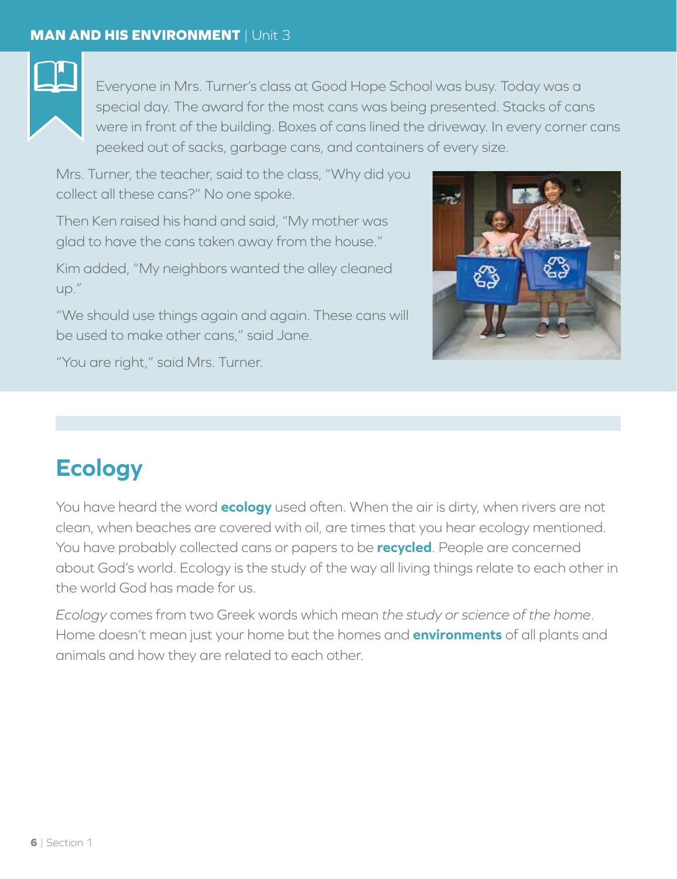Everyone in Mrs. Turner's class at Good Hope School was busy. Today was a special day. The award for the most cans was being presented. Stacks of cans were in front of the building. Boxes of cans lined the driveway. In every corner cans peeked out of sacks, garbage cans, and containers of every size.

Mrs. Turner, the teacher, said to the class, "Why did you collect all these cans?" No one spoke.

Then Ken raised his hand and said, "My mother was glad to have the cans taken away from the house."

Kim added, "My neighbors wanted the alley cleaned up."

"We should use things again and again. These cans will be used to make other cans," said Jane.

"You are right," said Mrs. Turner.

## Ecology

You have heard the word **ecology** used often. When the air is dirty, when rivers are not clean, when beaches are covered with oil, are times that you hear ecology mentioned. You have probably collected cans or papers to be **recycled**. People are concerned about God's world. Ecology is the study of the way all living things relate to each other in the world God has made for us.

*Ecology* comes from two Greek words which mean *the study or science of the home*. Home doesn't mean just your home but the homes and **environments** of all plants and animals and how they are related to each other.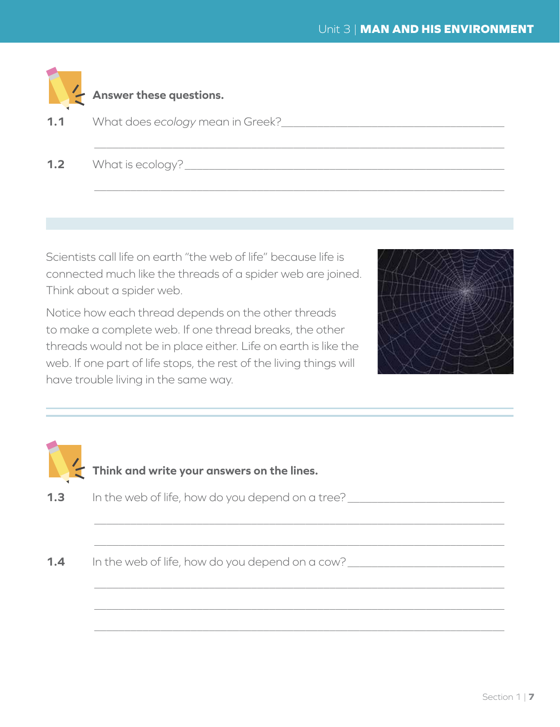**Answer these questions.**

**1.1** What does *ecology* mean in Greek? ______________________________

______________________________________________

**1.2** What is ecology? ______________________________

______________________________________________

Scientists call life on earth "the web of life" because life is connected much like the threads of a spider web are joined. Think about a spider web.

Notice how each thread depends on the other threads to make a complete web. If one thread breaks, the other threads would not be in place either. Life on earth is like the web. If one part of life stops, the rest of the living things will have trouble living in the same way.

**Think and write your answers on the lines.**

**1.3** In the web of life, how do you depend on a tree? ______________________________

______________________________________________

______________________________________________

**1.4** In the web of life, how do you depend on a cow? ______________________________

______________________________________________

______________________________________________

______________________________________________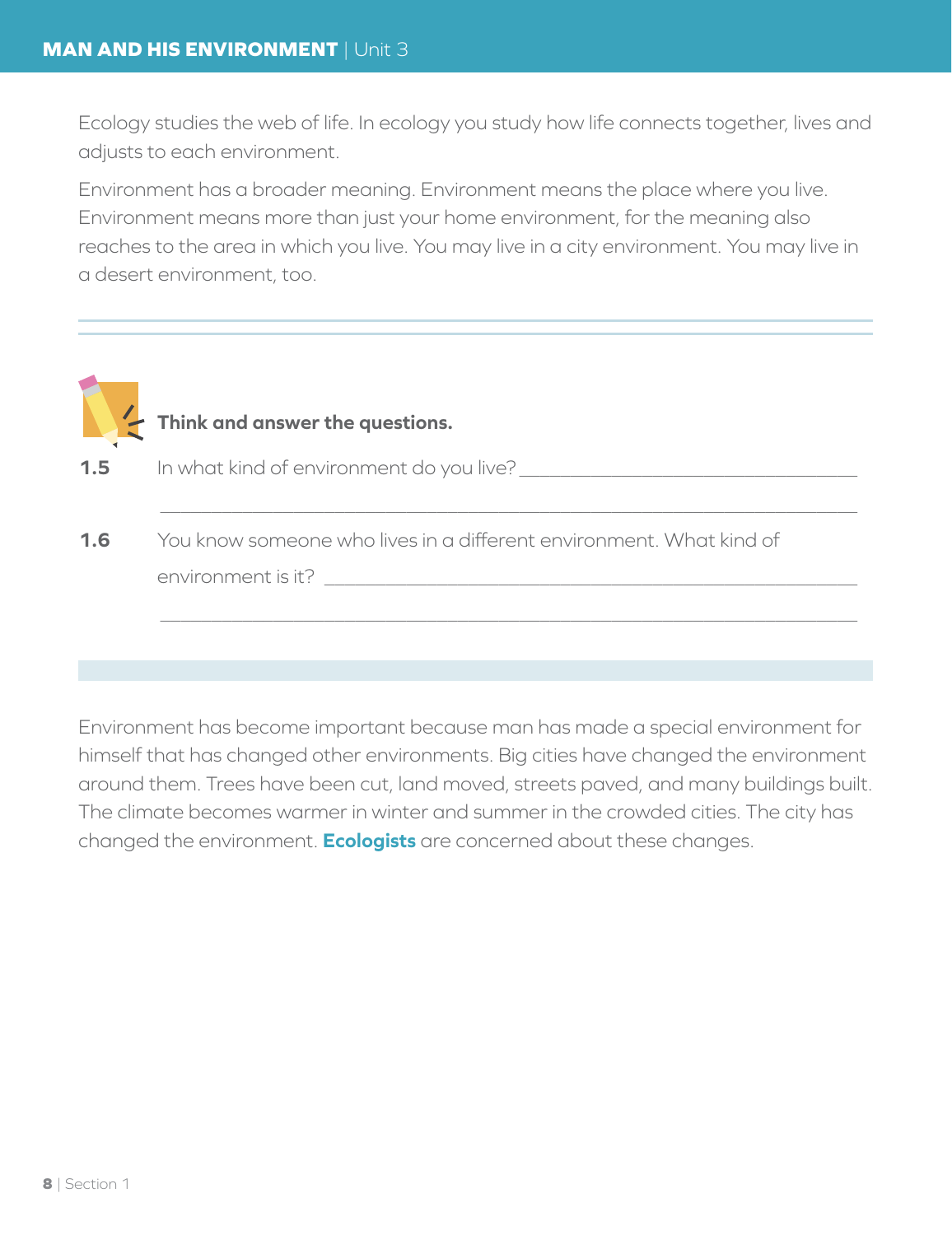Ecology studies the web of life. In ecology you study how life connects together, lives and adjusts to each environment.

Environment has a broader meaning. Environment means the place where you live. Environment means more than just your home environment, for the meaning also reaches to the area in which you live. You may live in a city environment. You may live in a desert environment, too.

**Think and answer the questions.**

**1.5** In what kind of environment do you live? ________________________________

________________________________________________________________

**1.6** You know someone who lives in a different environment. What kind of environment is it? ________________________________

________________________________________________________________

Environment has become important because man has made a special environment for himself that has changed other environments. Big cities have changed the environment around them. Trees have been cut, land moved, streets paved, and many buildings built. The climate becomes warmer in winter and summer in the crowded cities. The city has changed the environment. **Ecologists** are concerned about these changes.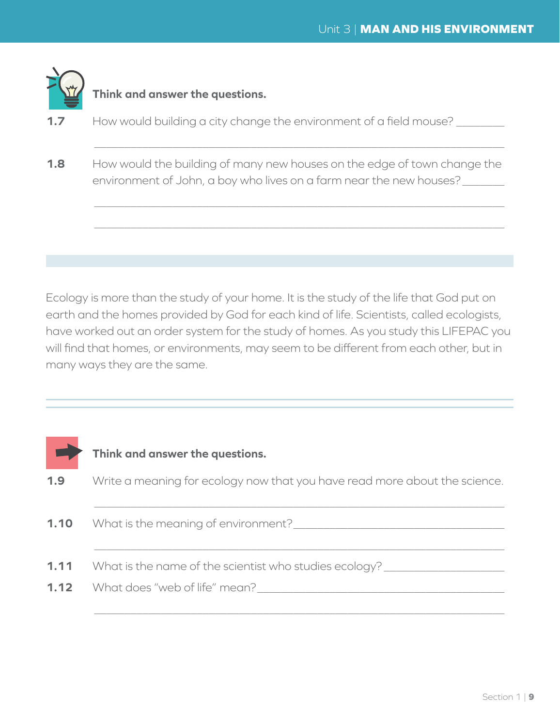**Think and answer the questions.**

**1.7** How would building a city change the environment of a field mouse? ________

________________________________________________

**1.8** How would the building of many new houses on the edge of town change the environment of John, a boy who lives on a farm near the new houses? ________

________________________________________________

________________________________________________

Ecology is more than the study of your home. It is the study of the life that God put on earth and the homes provided by God for each kind of life. Scientists, called ecologists, have worked out an order system for the study of homes. As you study this LIFEPAC you will find that homes, or environments, may seem to be different from each other, but in many ways they are the same.

**Think and answer the questions.**

**1.9** Write a meaning for ecology now that you have read more about the science.

________________________________________________

**1.10** What is the meaning of environment? ________________________________

________________________________________________

**1.11** What is the name of the scientist who studies ecology? ____________________

**1.12** What does "web of life" mean? ________________________________________

________________________________________________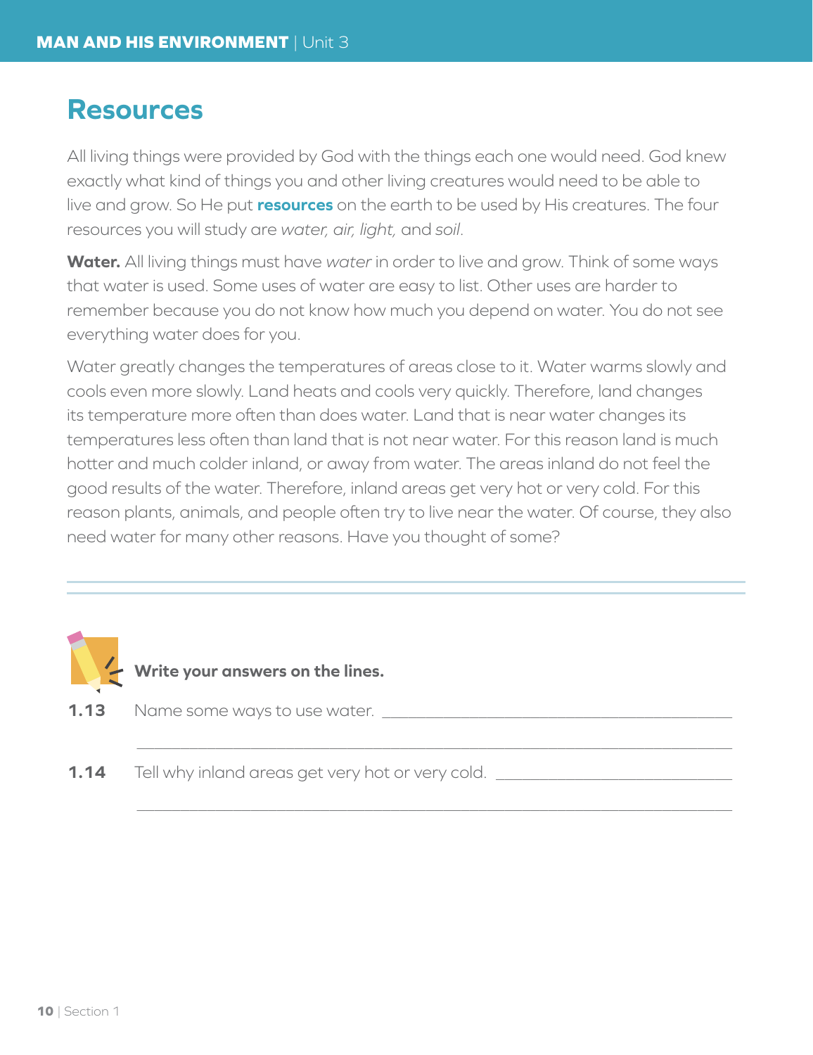## Resources

All living things were provided by God with the things each one would need. God knew exactly what kind of things you and other living creatures would need to be able to live and grow. So He put **resources** on the earth to be used by His creatures. The four resources you will study are *water, air, light,* and *soil*.

**Water.** All living things must have *water* in order to live and grow. Think of some ways that water is used. Some uses of water are easy to list. Other uses are harder to remember because you do not know how much you depend on water. You do not see everything water does for you.

Water greatly changes the temperatures of areas close to it. Water warms slowly and cools even more slowly. Land heats and cools very quickly. Therefore, land changes its temperature more often than does water. Land that is near water changes its temperatures less often than land that is not near water. For this reason land is much hotter and much colder inland, or away from water. The areas inland do not feel the good results of the water. Therefore, inland areas get very hot or very cold. For this reason plants, animals, and people often try to live near the water. Of course, they also need water for many other reasons. Have you thought of some?

---

**Write your answers on the lines.**

**1.13** Name some ways to use water. ______________________________________

______________________________________________________________

**1.14** Tell why inland areas get very hot or very cold. ___________________________

______________________________________________________________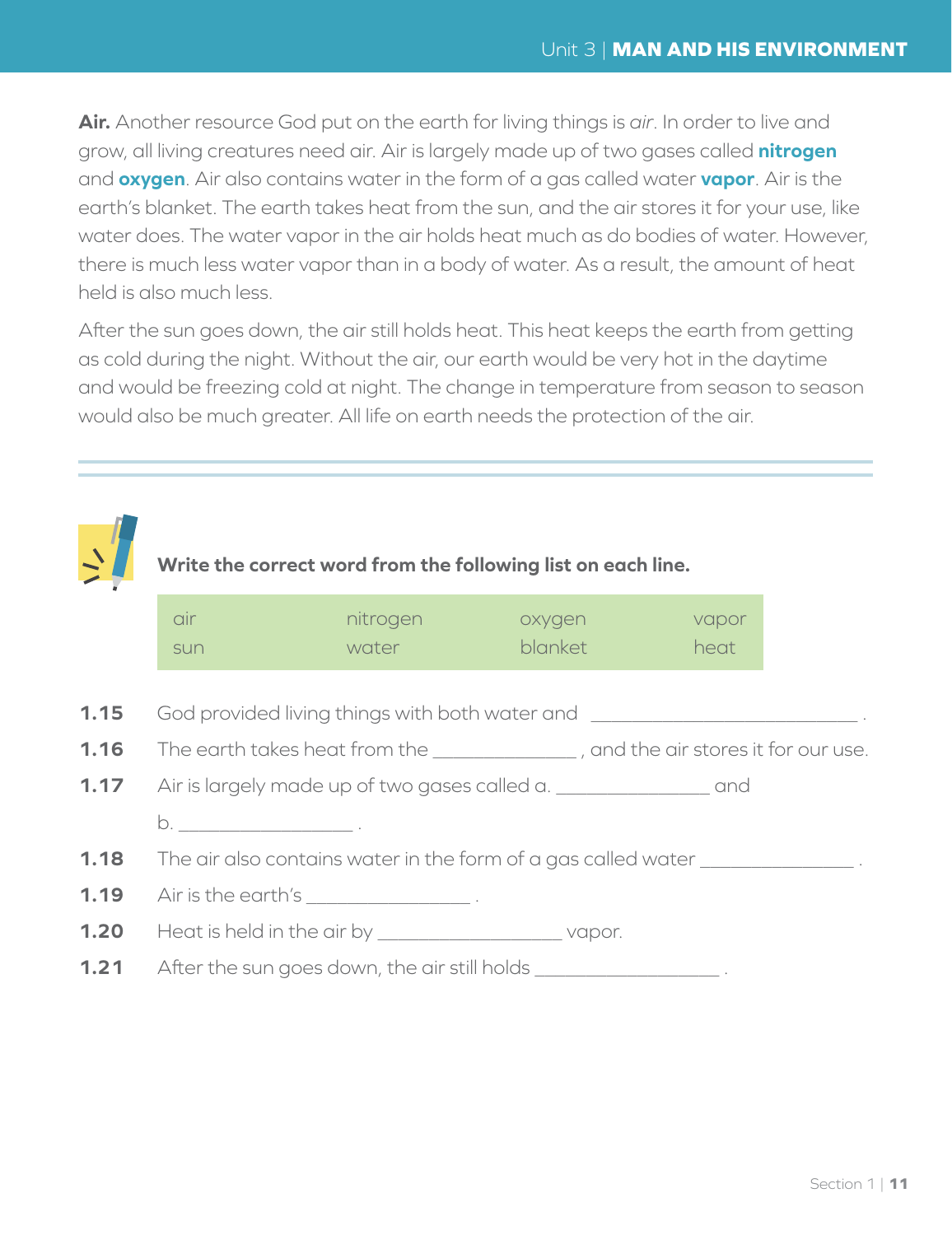**Air.** Another resource God put on the earth for living things is *air*. In order to live and grow, all living creatures need air. Air is largely made up of two gases called **nitrogen** and **oxygen**. Air also contains water in the form of a gas called water **vapor**. Air is the earth's blanket. The earth takes heat from the sun, and the air stores it for your use, like water does. The water vapor in the air holds heat much as do bodies of water. However, there is much less water vapor than in a body of water. As a result, the amount of heat held is also much less.

After the sun goes down, the air still holds heat. This heat keeps the earth from getting as cold during the night. Without the air, our earth would be very hot in the daytime and would be freezing cold at night. The change in temperature from season to season would also be much greater. All life on earth needs the protection of the air.

---

**Write the correct word from the following list on each line.**

| | | | |
|---|---|---|---|
| air | nitrogen | oxygen | vapor |
| sun | water | blanket | heat |

**1.15** God provided living things with both water and ________________ .

**1.16** The earth takes heat from the ____________ , and the air stores it for our use.

**1.17** Air is largely made up of two gases called a. ____________ and

b. ______________ .

**1.18** The air also contains water in the form of a gas called water ____________ .

**1.19** Air is the earth's ____________ .

**1.20** Heat is held in the air by ______________ vapor.

**1.21** After the sun goes down, the air still holds ______________ .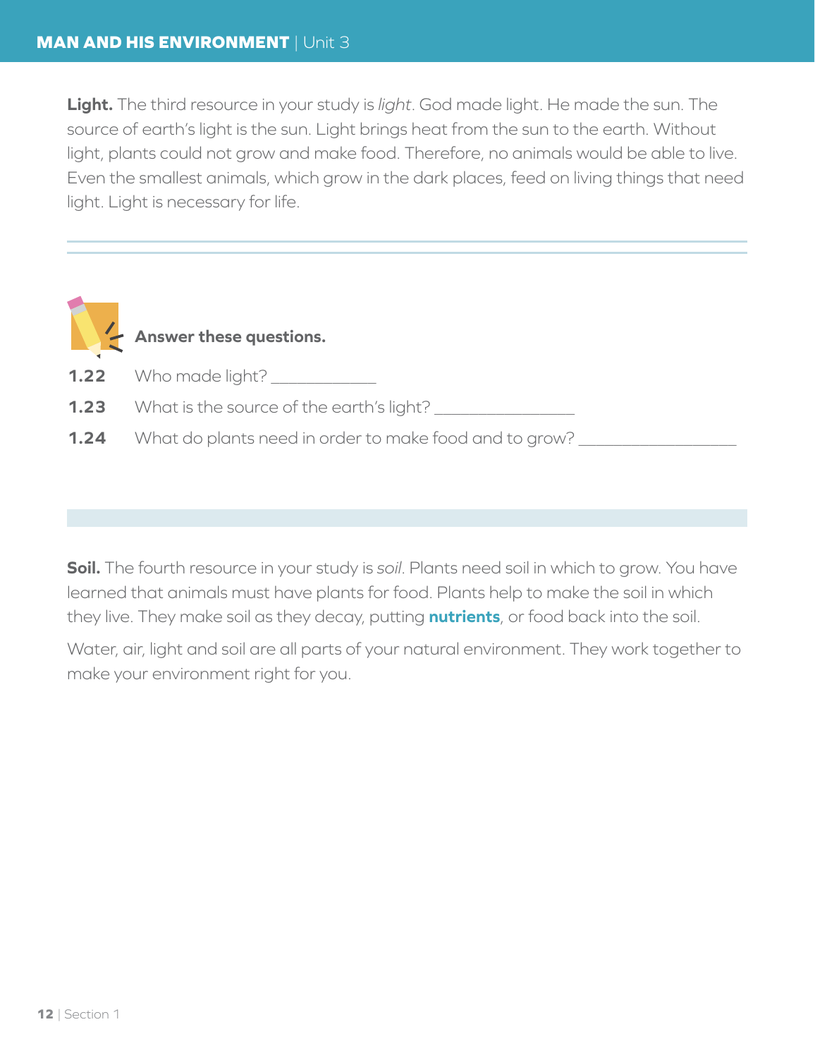**Light.** The third resource in your study is *light*. God made light. He made the sun. The source of earth's light is the sun. Light brings heat from the sun to the earth. Without light, plants could not grow and make food. Therefore, no animals would be able to live. Even the smallest animals, which grow in the dark places, feed on living things that need light. Light is necessary for life.

---

**Answer these questions.**

**1.22** Who made light? ____________

**1.23** What is the source of the earth's light? ________________

**1.24** What do plants need in order to make food and to grow? __________________

---

**Soil.** The fourth resource in your study is *soil*. Plants need soil in which to grow. You have learned that animals must have plants for food. Plants help to make the soil in which they live. They make soil as they decay, putting **nutrients**, or food back into the soil.

Water, air, light and soil are all parts of your natural environment. They work together to make your environment right for you.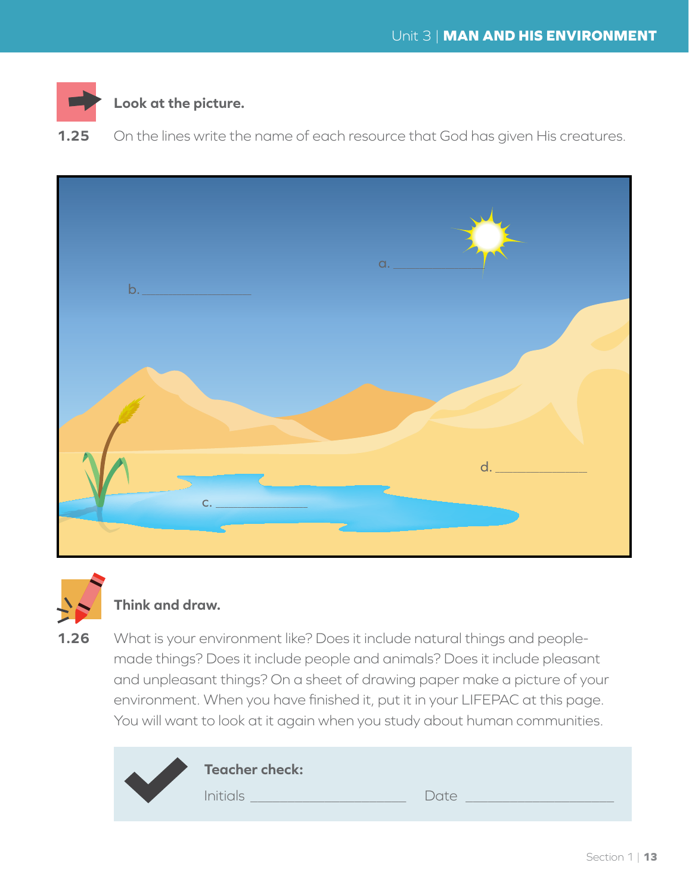**Look at the picture.**

**1.25** On the lines write the name of each resource that God has given His creatures.

a. ______________

b. ______________

c. ______________

d. ______________

**Think and draw.**

**1.26** What is your environment like? Does it include natural things and people-made things? Does it include people and animals? Does it include pleasant and unpleasant things? On a sheet of drawing paper make a picture of your environment. When you have finished it, put it in your LIFEPAC at this page. You will want to look at it again when you study about human communities.

**Teacher check:**

Initials ______________________ Date ______________________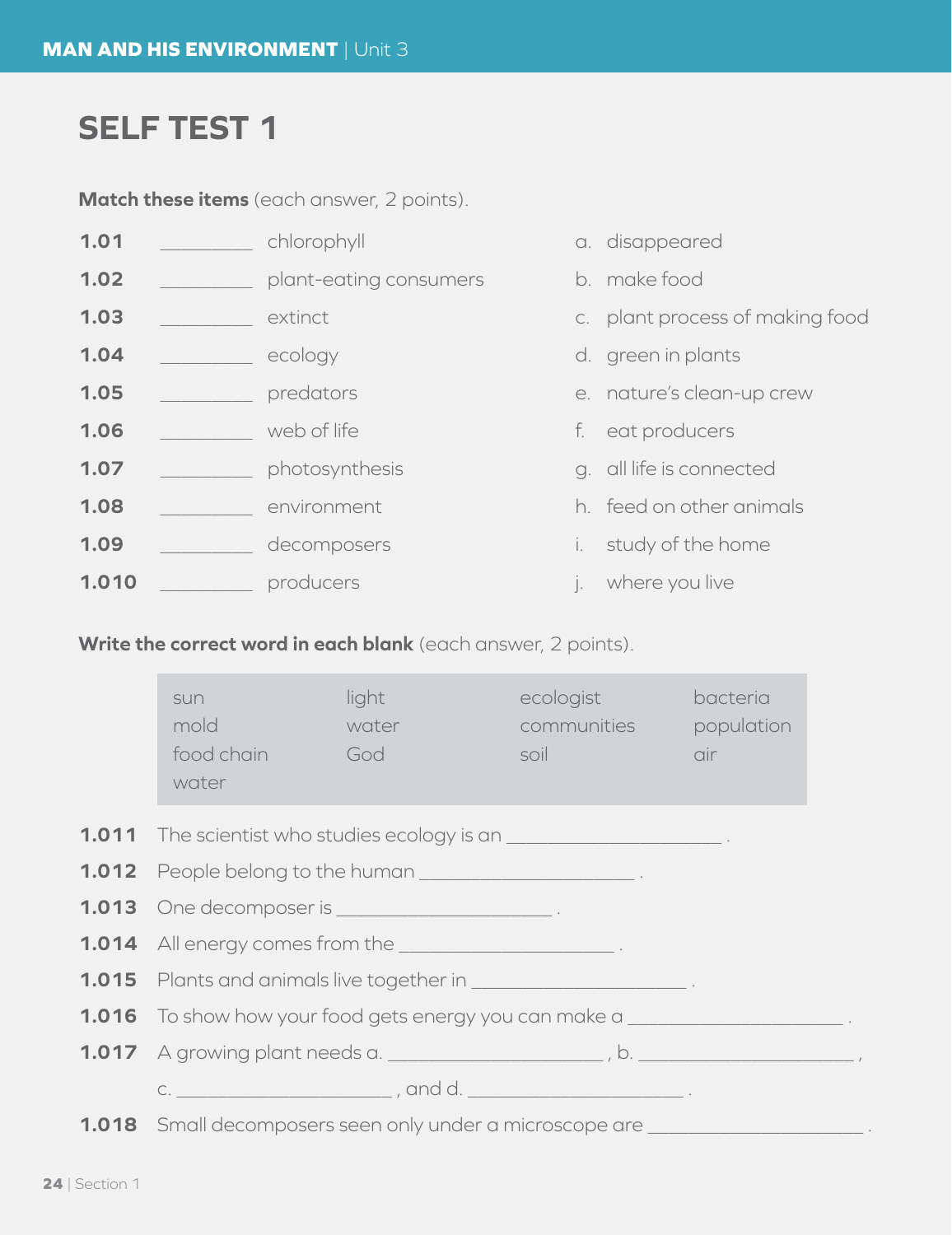# SELF TEST 1

**Match these items** (each answer, 2 points).

| | | | | |
|---|---|---|---|---|
| **1.01** | ________ | chlorophyll | a. | disappeared |
| **1.02** | ________ | plant-eating consumers | b. | make food |
| **1.03** | ________ | extinct | c. | plant process of making food |
| **1.04** | ________ | ecology | d. | green in plants |
| **1.05** | ________ | predators | e. | nature's clean-up crew |
| **1.06** | ________ | web of life | f. | eat producers |
| **1.07** | ________ | photosynthesis | g. | all life is connected |
| **1.08** | ________ | environment | h. | feed on other animals |
| **1.09** | ________ | decomposers | i. | study of the home |
| **1.010** | ________ | producers | j. | where you live |

**Write the correct word in each blank** (each answer, 2 points).

| | | | |
|---|---|---|---|
| sun | light | ecologist | bacteria |
| mold | water | communities | population |
| food chain | God | soil | air |
| water | | | |

**1.011** The scientist who studies ecology is an ____________________ .

**1.012** People belong to the human ____________________ .

**1.013** One decomposer is ____________________ .

**1.014** All energy comes from the ____________________ .

**1.015** Plants and animals live together in ____________________ .

**1.016** To show how your food gets energy you can make a ____________________ .

**1.017** A growing plant needs a. ____________________ , b. ____________________ , c. ____________________ , and d. ____________________ .

**1.018** Small decomposers seen only under a microscope are ____________________ .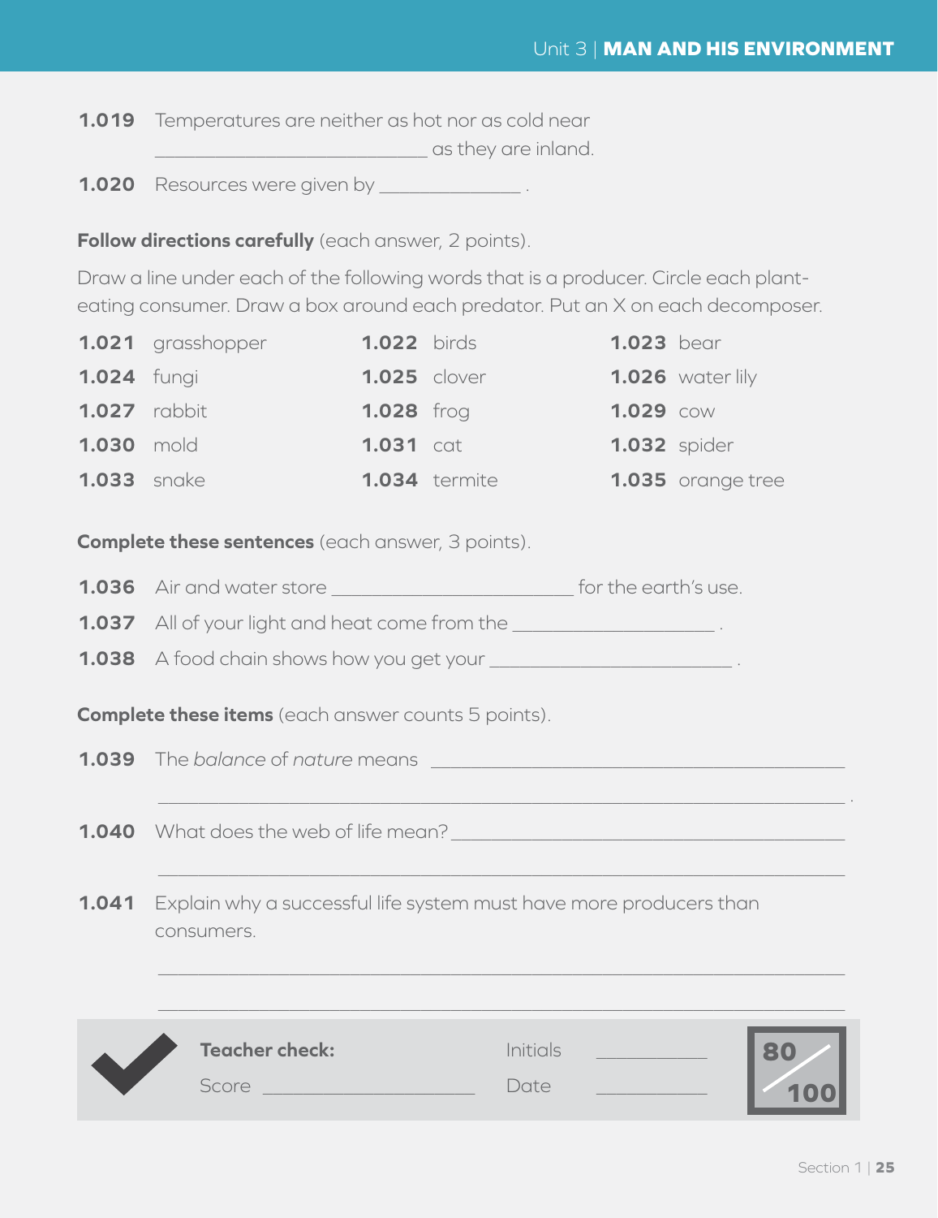**1.019** Temperatures are neither as hot nor as cold near ________________________ as they are inland.

**1.020** Resources were given by ____________ .

**Follow directions carefully** (each answer, 2 points).

Draw a line under each of the following words that is a producer. Circle each plant-eating consumer. Draw a box around each predator. Put an X on each decomposer.

| | | |
|---|---|---|
| **1.021** grasshopper | **1.022** birds | **1.023** bear |
| **1.024** fungi | **1.025** clover | **1.026** water lily |
| **1.027** rabbit | **1.028** frog | **1.029** cow |
| **1.030** mold | **1.031** cat | **1.032** spider |
| **1.033** snake | **1.034** termite | **1.035** orange tree |

**Complete these sentences** (each answer, 3 points).

**1.036** Air and water store ____________________ for the earth's use.

**1.037** All of your light and heat come from the __________________ .

**1.038** A food chain shows how you get your ____________________ .

**Complete these items** (each answer counts 5 points).

**1.039** The *balance* of *nature* means ________________________________________

________________________________________________________________ .

**1.040** What does the web of life mean? ________________________________________

________________________________________________________________

**1.041** Explain why a successful life system must have more producers than consumers.

________________________________________________________________

________________________________________________________________

**Teacher check:** Initials __________ Score ____________________ Date __________

80/100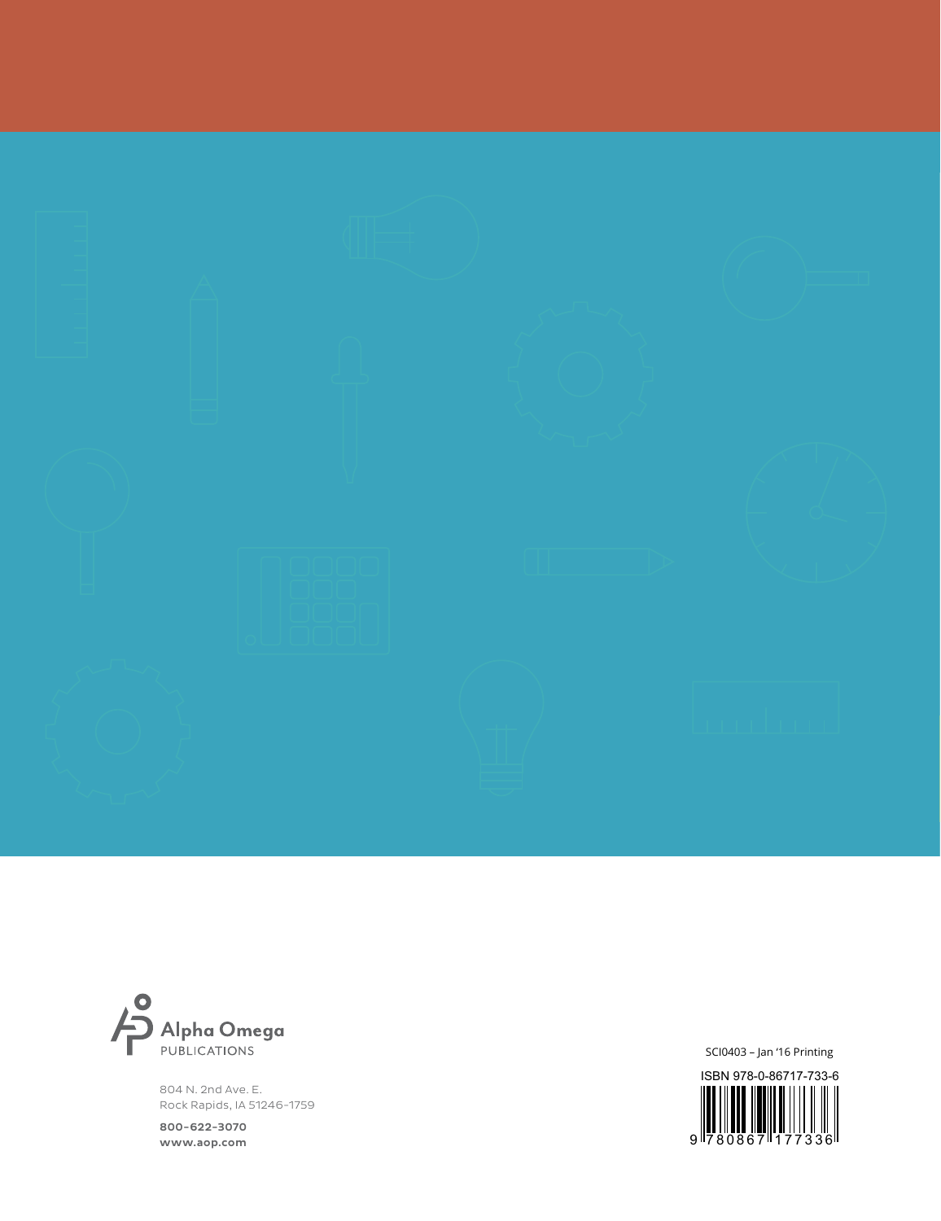Alpha Omega
PUBLICATIONS

804 N. 2nd Ave. E.
Rock Rapids, IA 51246-1759

**800-622-3070**
**www.aop.com**

SCI0403 – Jan '16 Printing

ISBN 978-0-86717-733-6

9 780867 177336